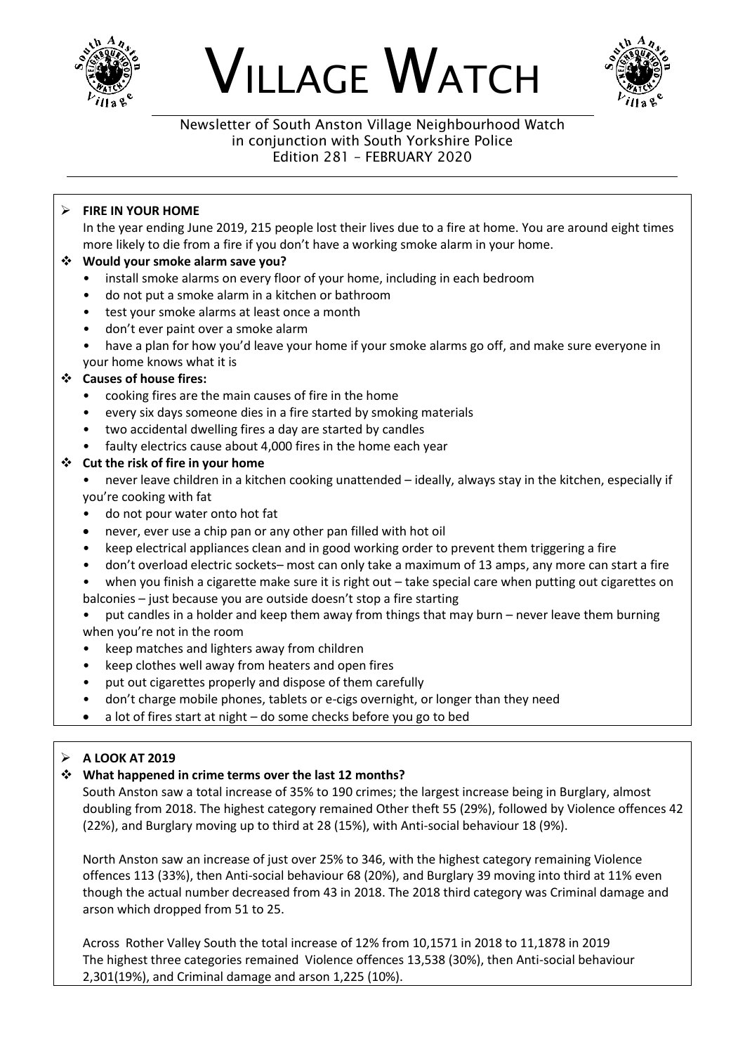# VILLAGE WATCH

Newsletter of South Anston Village Neighbourhood Watch
in conjunction with South Yorkshire Police
Edition 281 – FEBRUARY 2020

## FIRE IN YOUR HOME

In the year ending June 2019, 215 people lost their lives due to a fire at home. You are around eight times more likely to die from a fire if you don't have a working smoke alarm in your home.

### Would your smoke alarm save you?

- install smoke alarms on every floor of your home, including in each bedroom
- do not put a smoke alarm in a kitchen or bathroom
- test your smoke alarms at least once a month
- don't ever paint over a smoke alarm
- have a plan for how you'd leave your home if your smoke alarms go off, and make sure everyone in your home knows what it is

### Causes of house fires:

- cooking fires are the main causes of fire in the home
- every six days someone dies in a fire started by smoking materials
- two accidental dwelling fires a day are started by candles
- faulty electrics cause about 4,000 fires in the home each year

### Cut the risk of fire in your home

- never leave children in a kitchen cooking unattended – ideally, always stay in the kitchen, especially if you're cooking with fat
- do not pour water onto hot fat
- never, ever use a chip pan or any other pan filled with hot oil
- keep electrical appliances clean and in good working order to prevent them triggering a fire
- don't overload electric sockets– most can only take a maximum of 13 amps, any more can start a fire
- when you finish a cigarette make sure it is right out – take special care when putting out cigarettes on balconies – just because you are outside doesn't stop a fire starting
- put candles in a holder and keep them away from things that may burn – never leave them burning when you're not in the room
- keep matches and lighters away from children
- keep clothes well away from heaters and open fires
- put out cigarettes properly and dispose of them carefully
- don't charge mobile phones, tablets or e-cigs overnight, or longer than they need
- a lot of fires start at night – do some checks before you go to bed

## A LOOK AT 2019

### What happened in crime terms over the last 12 months?

South Anston saw a total increase of 35% to 190 crimes; the largest increase being in Burglary, almost doubling from 2018. The highest category remained Other theft 55 (29%), followed by Violence offences 42 (22%), and Burglary moving up to third at 28 (15%), with Anti-social behaviour 18 (9%).

North Anston saw an increase of just over 25% to 346, with the highest category remaining Violence offences 113 (33%), then Anti-social behaviour 68 (20%), and Burglary 39 moving into third at 11% even though the actual number decreased from 43 in 2018. The 2018 third category was Criminal damage and arson which dropped from 51 to 25.

Across Rother Valley South the total increase of 12% from 10,1571 in 2018 to 11,1878 in 2019
The highest three categories remained Violence offences 13,538 (30%), then Anti-social behaviour 2,301(19%), and Criminal damage and arson 1,225 (10%).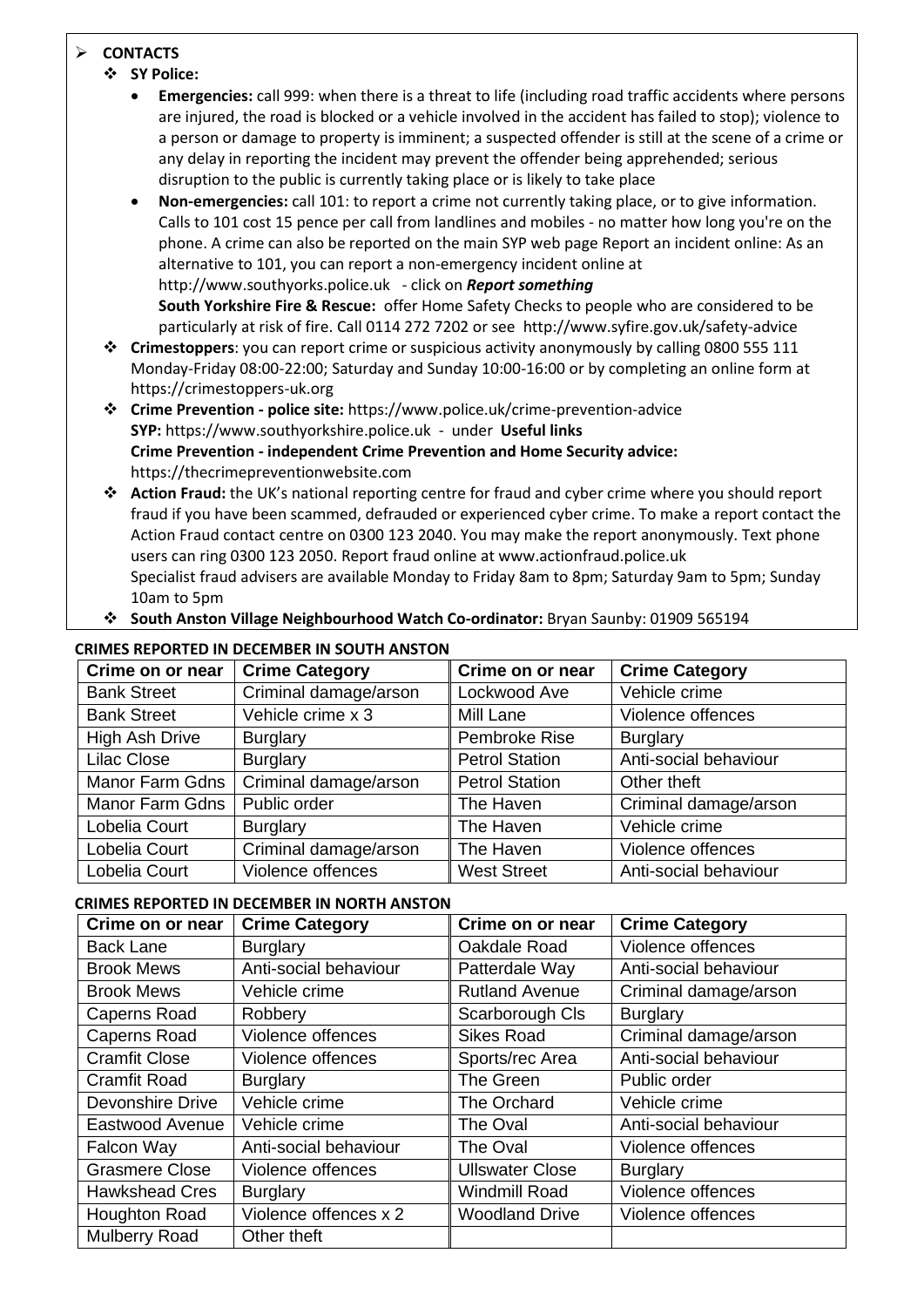- **CONTACTS**
  - **SY Police:**
    - **Emergencies:** call 999: when there is a threat to life (including road traffic accidents where persons are injured, the road is blocked or a vehicle involved in the accident has failed to stop); violence to a person or damage to property is imminent; a suspected offender is still at the scene of a crime or any delay in reporting the incident may prevent the offender being apprehended; serious disruption to the public is currently taking place or is likely to take place
    - **Non-emergencies:** call 101: to report a crime not currently taking place, or to give information. Calls to 101 cost 15 pence per call from landlines and mobiles - no matter how long you're on the phone. A crime can also be reported on the main SYP web page Report an incident online: As an alternative to 101, you can report a non-emergency incident online at http://www.southyorks.police.uk - click on ***Report something***

      **South Yorkshire Fire & Rescue:** offer Home Safety Checks to people who are considered to be particularly at risk of fire. Call 0114 272 7202 or see http://www.syfire.gov.uk/safety-advice
  - **Crimestoppers**: you can report crime or suspicious activity anonymously by calling 0800 555 111 Monday-Friday 08:00-22:00; Saturday and Sunday 10:00-16:00 or by completing an online form at https://crimestoppers-uk.org
  - **Crime Prevention - police site:** https://www.police.uk/crime-prevention-advice

    **SYP:** https://www.southyorkshire.police.uk - under **Useful links**

    **Crime Prevention - independent Crime Prevention and Home Security advice:** https://thecrimepreventionwebsite.com
  - **Action Fraud:** the UK's national reporting centre for fraud and cyber crime where you should report fraud if you have been scammed, defrauded or experienced cyber crime. To make a report contact the Action Fraud contact centre on 0300 123 2040. You may make the report anonymously. Text phone users can ring 0300 123 2050. Report fraud online at www.actionfraud.police.uk

    Specialist fraud advisers are available Monday to Friday 8am to 8pm; Saturday 9am to 5pm; Sunday 10am to 5pm
  - **South Anston Village Neighbourhood Watch Co-ordinator:** Bryan Saunby: 01909 565194

**CRIMES REPORTED IN DECEMBER IN SOUTH ANSTON**

| Crime on or near | Crime Category | Crime on or near | Crime Category |
|---|---|---|---|
| Bank Street | Criminal damage/arson | Lockwood Ave | Vehicle crime |
| Bank Street | Vehicle crime x 3 | Mill Lane | Violence offences |
| High Ash Drive | Burglary | Pembroke Rise | Burglary |
| Lilac Close | Burglary | Petrol Station | Anti-social behaviour |
| Manor Farm Gdns | Criminal damage/arson | Petrol Station | Other theft |
| Manor Farm Gdns | Public order | The Haven | Criminal damage/arson |
| Lobelia Court | Burglary | The Haven | Vehicle crime |
| Lobelia Court | Criminal damage/arson | The Haven | Violence offences |
| Lobelia Court | Violence offences | West Street | Anti-social behaviour |

**CRIMES REPORTED IN DECEMBER IN NORTH ANSTON**

| Crime on or near | Crime Category | Crime on or near | Crime Category |
|---|---|---|---|
| Back Lane | Burglary | Oakdale Road | Violence offences |
| Brook Mews | Anti-social behaviour | Patterdale Way | Anti-social behaviour |
| Brook Mews | Vehicle crime | Rutland Avenue | Criminal damage/arson |
| Caperns Road | Robbery | Scarborough Cls | Burglary |
| Caperns Road | Violence offences | Sikes Road | Criminal damage/arson |
| Cramfit Close | Violence offences | Sports/rec Area | Anti-social behaviour |
| Cramfit Road | Burglary | The Green | Public order |
| Devonshire Drive | Vehicle crime | The Orchard | Vehicle crime |
| Eastwood Avenue | Vehicle crime | The Oval | Anti-social behaviour |
| Falcon Way | Anti-social behaviour | The Oval | Violence offences |
| Grasmere Close | Violence offences | Ullswater Close | Burglary |
| Hawkshead Cres | Burglary | Windmill Road | Violence offences |
| Houghton Road | Violence offences x 2 | Woodland Drive | Violence offences |
| Mulberry Road | Other theft | | |